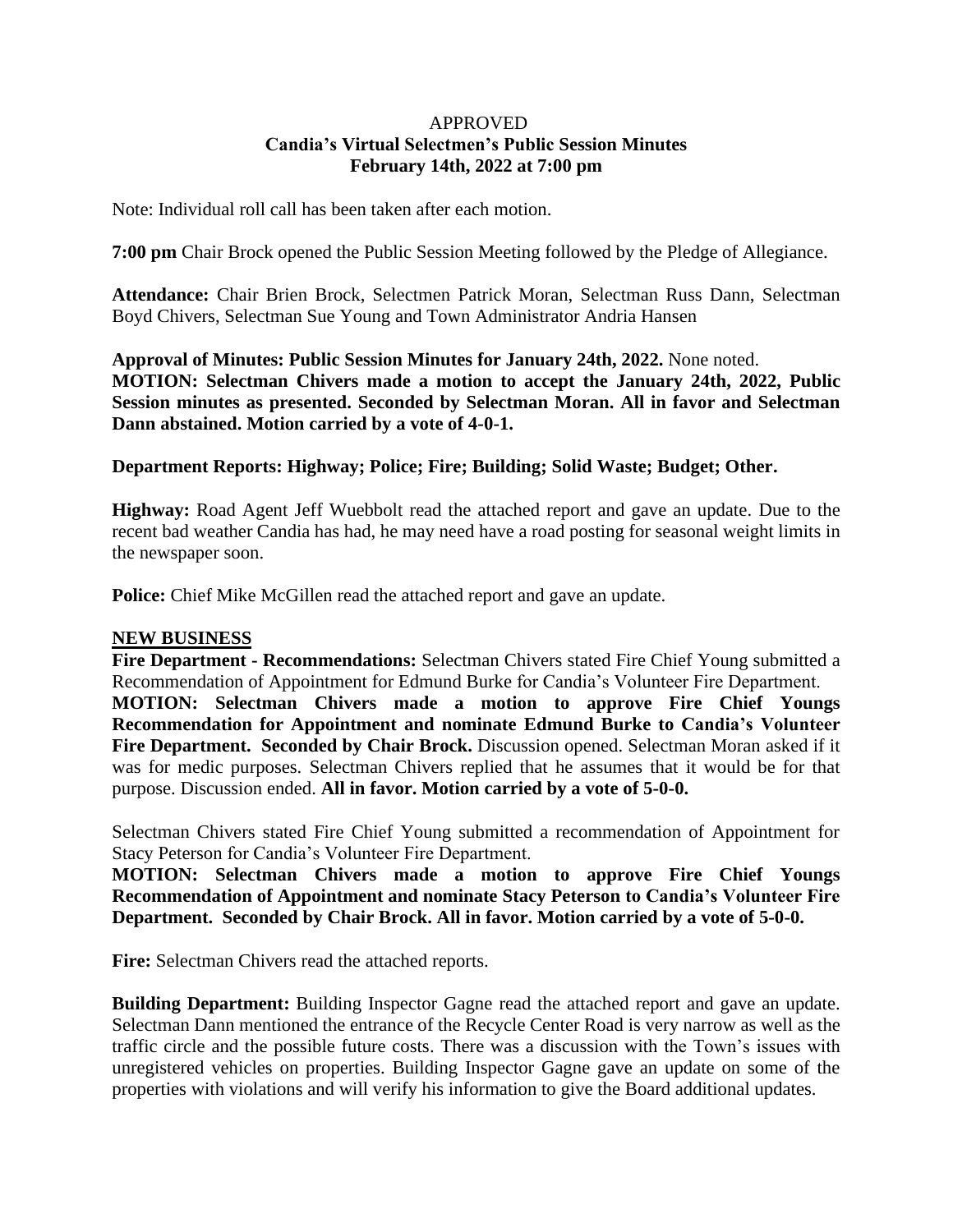APPROVED

**Candia's Virtual Selectmen's Public Session Minutes**
**February 14th, 2022 at 7:00 pm**

Note: Individual roll call has been taken after each motion.

**7:00 pm** Chair Brock opened the Public Session Meeting followed by the Pledge of Allegiance.

**Attendance:** Chair Brien Brock, Selectmen Patrick Moran, Selectman Russ Dann, Selectman Boyd Chivers, Selectman Sue Young and Town Administrator Andria Hansen

**Approval of Minutes: Public Session Minutes for January 24th, 2022.** None noted.
**MOTION: Selectman Chivers made a motion to accept the January 24th, 2022, Public Session minutes as presented. Seconded by Selectman Moran. All in favor and Selectman Dann abstained. Motion carried by a vote of 4-0-1.**

**Department Reports: Highway; Police; Fire; Building; Solid Waste; Budget; Other.**

**Highway:** Road Agent Jeff Wuebbolt read the attached report and gave an update. Due to the recent bad weather Candia has had, he may need have a road posting for seasonal weight limits in the newspaper soon.

**Police:** Chief Mike McGillen read the attached report and gave an update.

**NEW BUSINESS**

**Fire Department - Recommendations:** Selectman Chivers stated Fire Chief Young submitted a Recommendation of Appointment for Edmund Burke for Candia's Volunteer Fire Department.
**MOTION: Selectman Chivers made a motion to approve Fire Chief Youngs Recommendation for Appointment and nominate Edmund Burke to Candia's Volunteer Fire Department. Seconded by Chair Brock.** Discussion opened. Selectman Moran asked if it was for medic purposes. Selectman Chivers replied that he assumes that it would be for that purpose. Discussion ended. **All in favor. Motion carried by a vote of 5-0-0.**

Selectman Chivers stated Fire Chief Young submitted a recommendation of Appointment for Stacy Peterson for Candia's Volunteer Fire Department.
**MOTION: Selectman Chivers made a motion to approve Fire Chief Youngs Recommendation of Appointment and nominate Stacy Peterson to Candia's Volunteer Fire Department. Seconded by Chair Brock. All in favor. Motion carried by a vote of 5-0-0.**

**Fire:** Selectman Chivers read the attached reports.

**Building Department:** Building Inspector Gagne read the attached report and gave an update. Selectman Dann mentioned the entrance of the Recycle Center Road is very narrow as well as the traffic circle and the possible future costs. There was a discussion with the Town's issues with unregistered vehicles on properties. Building Inspector Gagne gave an update on some of the properties with violations and will verify his information to give the Board additional updates.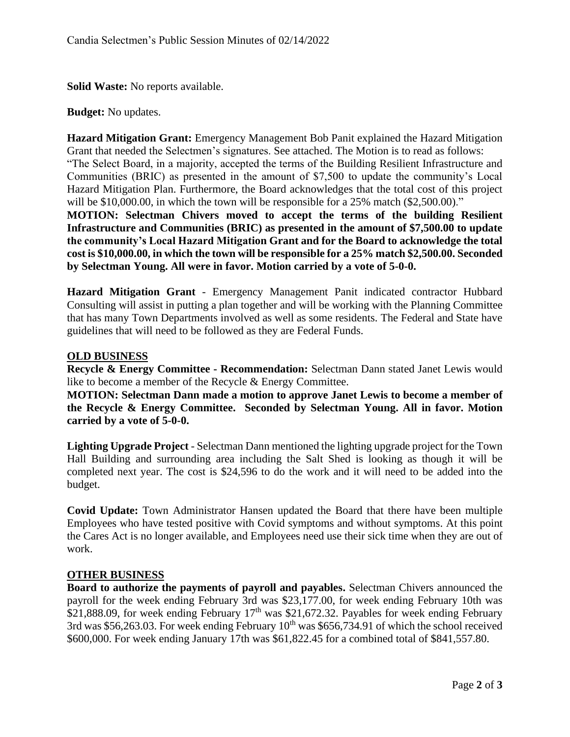**Solid Waste:** No reports available.

**Budget:** No updates.

**Hazard Mitigation Grant:** Emergency Management Bob Panit explained the Hazard Mitigation Grant that needed the Selectmen's signatures. See attached. The Motion is to read as follows: "The Select Board, in a majority, accepted the terms of the Building Resilient Infrastructure and Communities (BRIC) as presented in the amount of $7,500 to update the community's Local Hazard Mitigation Plan. Furthermore, the Board acknowledges that the total cost of this project will be $10,000.00, in which the town will be responsible for a 25% match ($2,500.00)."

**MOTION: Selectman Chivers moved to accept the terms of the building Resilient Infrastructure and Communities (BRIC) as presented in the amount of $7,500.00 to update the community's Local Hazard Mitigation Grant and for the Board to acknowledge the total cost is $10,000.00, in which the town will be responsible for a 25% match $2,500.00. Seconded by Selectman Young. All were in favor. Motion carried by a vote of 5-0-0.**

**Hazard Mitigation Grant** - Emergency Management Panit indicated contractor Hubbard Consulting will assist in putting a plan together and will be working with the Planning Committee that has many Town Departments involved as well as some residents. The Federal and State have guidelines that will need to be followed as they are Federal Funds.

## OLD BUSINESS

**Recycle & Energy Committee - Recommendation:** Selectman Dann stated Janet Lewis would like to become a member of the Recycle & Energy Committee.

**MOTION: Selectman Dann made a motion to approve Janet Lewis to become a member of the Recycle & Energy Committee. Seconded by Selectman Young. All in favor. Motion carried by a vote of 5-0-0.**

**Lighting Upgrade Project** - Selectman Dann mentioned the lighting upgrade project for the Town Hall Building and surrounding area including the Salt Shed is looking as though it will be completed next year. The cost is $24,596 to do the work and it will need to be added into the budget.

**Covid Update:** Town Administrator Hansen updated the Board that there have been multiple Employees who have tested positive with Covid symptoms and without symptoms. At this point the Cares Act is no longer available, and Employees need use their sick time when they are out of work.

## OTHER BUSINESS

**Board to authorize the payments of payroll and payables.** Selectman Chivers announced the payroll for the week ending February 3rd was $23,177.00, for week ending February 10th was $21,888.09, for week ending February 17th was $21,672.32. Payables for week ending February 3rd was $56,263.03. For week ending February 10th was $656,734.91 of which the school received $600,000. For week ending January 17th was $61,822.45 for a combined total of $841,557.80.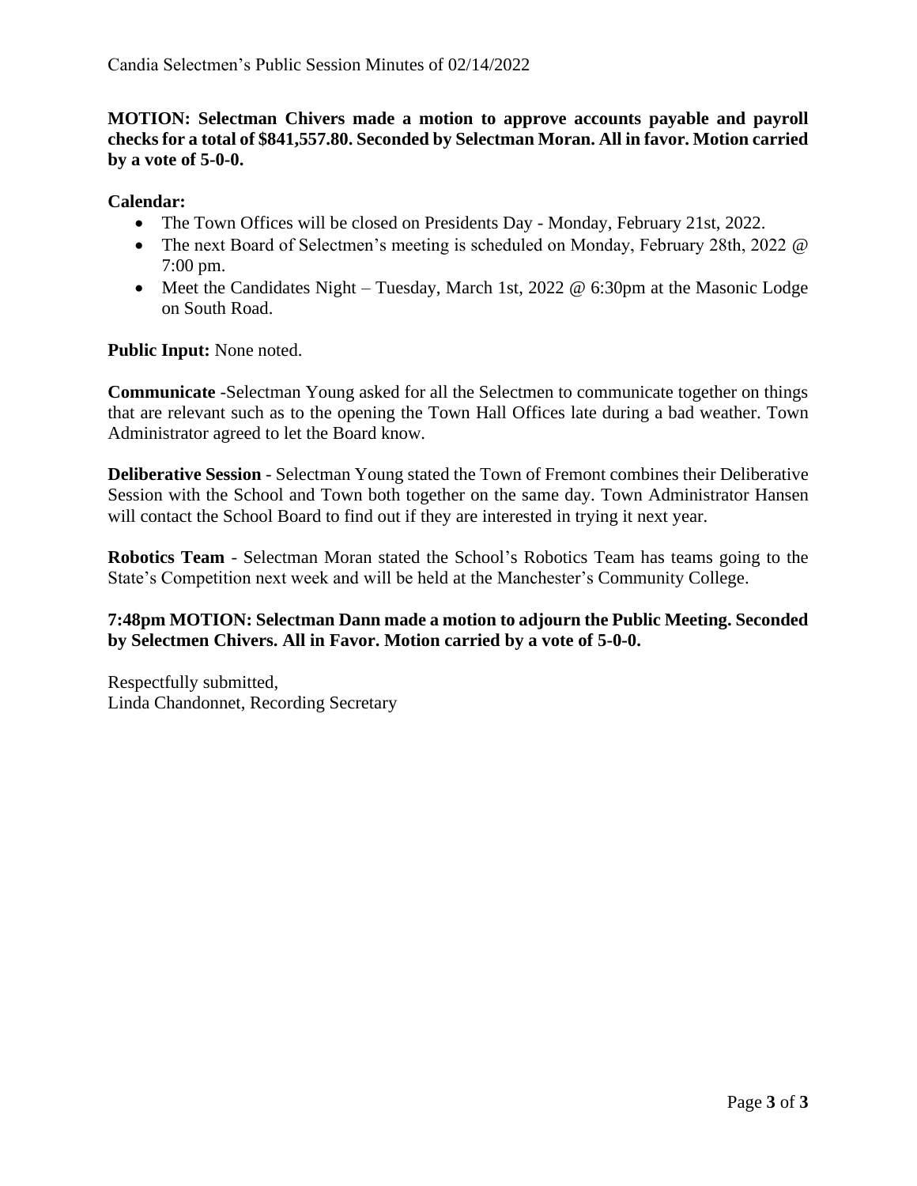**MOTION: Selectman Chivers made a motion to approve accounts payable and payroll checks for a total of $841,557.80. Seconded by Selectman Moran. All in favor. Motion carried by a vote of 5-0-0.**

**Calendar:**

- The Town Offices will be closed on Presidents Day - Monday, February 21st, 2022.
- The next Board of Selectmen's meeting is scheduled on Monday, February 28th, 2022 @ 7:00 pm.
- Meet the Candidates Night – Tuesday, March 1st, 2022 @ 6:30pm at the Masonic Lodge on South Road.

**Public Input:** None noted.

**Communicate** -Selectman Young asked for all the Selectmen to communicate together on things that are relevant such as to the opening the Town Hall Offices late during a bad weather. Town Administrator agreed to let the Board know.

**Deliberative Session** - Selectman Young stated the Town of Fremont combines their Deliberative Session with the School and Town both together on the same day. Town Administrator Hansen will contact the School Board to find out if they are interested in trying it next year.

**Robotics Team** - Selectman Moran stated the School's Robotics Team has teams going to the State's Competition next week and will be held at the Manchester's Community College.

**7:48pm MOTION: Selectman Dann made a motion to adjourn the Public Meeting. Seconded by Selectmen Chivers. All in Favor. Motion carried by a vote of 5-0-0.**

Respectfully submitted,
Linda Chandonnet, Recording Secretary